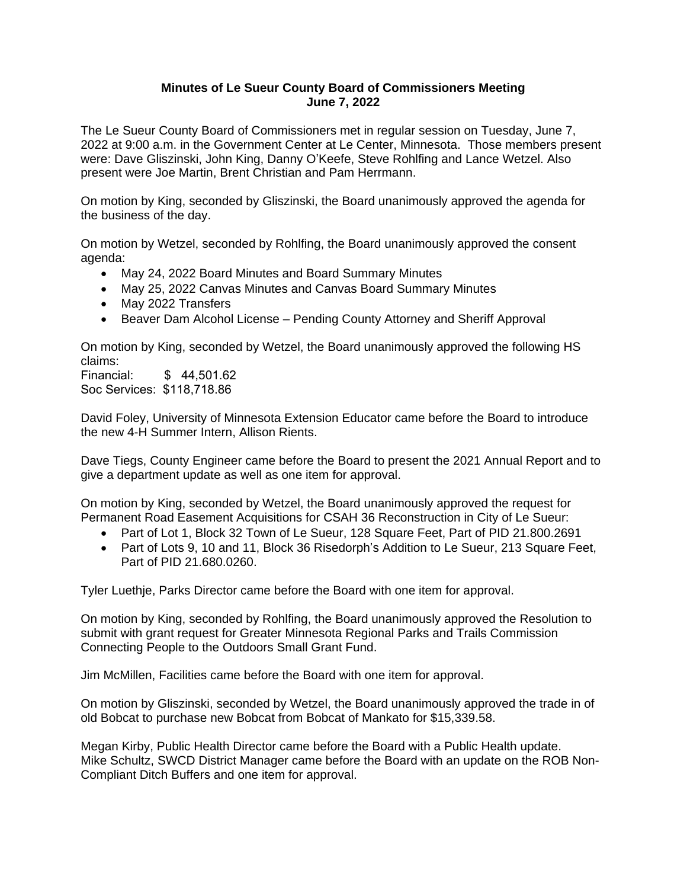**Minutes of Le Sueur County Board of Commissioners Meeting**
**June 7, 2022**

The Le Sueur County Board of Commissioners met in regular session on Tuesday, June 7, 2022 at 9:00 a.m. in the Government Center at Le Center, Minnesota. Those members present were: Dave Gliszinski, John King, Danny O'Keefe, Steve Rohlfing and Lance Wetzel. Also present were Joe Martin, Brent Christian and Pam Herrmann.

On motion by King, seconded by Gliszinski, the Board unanimously approved the agenda for the business of the day.

On motion by Wetzel, seconded by Rohlfing, the Board unanimously approved the consent agenda:

- May 24, 2022 Board Minutes and Board Summary Minutes
- May 25, 2022 Canvas Minutes and Canvas Board Summary Minutes
- May 2022 Transfers
- Beaver Dam Alcohol License – Pending County Attorney and Sheriff Approval

On motion by King, seconded by Wetzel, the Board unanimously approved the following HS claims:
Financial: $ 44,501.62
Soc Services: $118,718.86

David Foley, University of Minnesota Extension Educator came before the Board to introduce the new 4-H Summer Intern, Allison Rients.

Dave Tiegs, County Engineer came before the Board to present the 2021 Annual Report and to give a department update as well as one item for approval.

On motion by King, seconded by Wetzel, the Board unanimously approved the request for Permanent Road Easement Acquisitions for CSAH 36 Reconstruction in City of Le Sueur:

- Part of Lot 1, Block 32 Town of Le Sueur, 128 Square Feet, Part of PID 21.800.2691
- Part of Lots 9, 10 and 11, Block 36 Risedorph's Addition to Le Sueur, 213 Square Feet, Part of PID 21.680.0260.

Tyler Luethje, Parks Director came before the Board with one item for approval.

On motion by King, seconded by Rohlfing, the Board unanimously approved the Resolution to submit with grant request for Greater Minnesota Regional Parks and Trails Commission Connecting People to the Outdoors Small Grant Fund.

Jim McMillen, Facilities came before the Board with one item for approval.

On motion by Gliszinski, seconded by Wetzel, the Board unanimously approved the trade in of old Bobcat to purchase new Bobcat from Bobcat of Mankato for $15,339.58.

Megan Kirby, Public Health Director came before the Board with a Public Health update.
Mike Schultz, SWCD District Manager came before the Board with an update on the ROB Non-Compliant Ditch Buffers and one item for approval.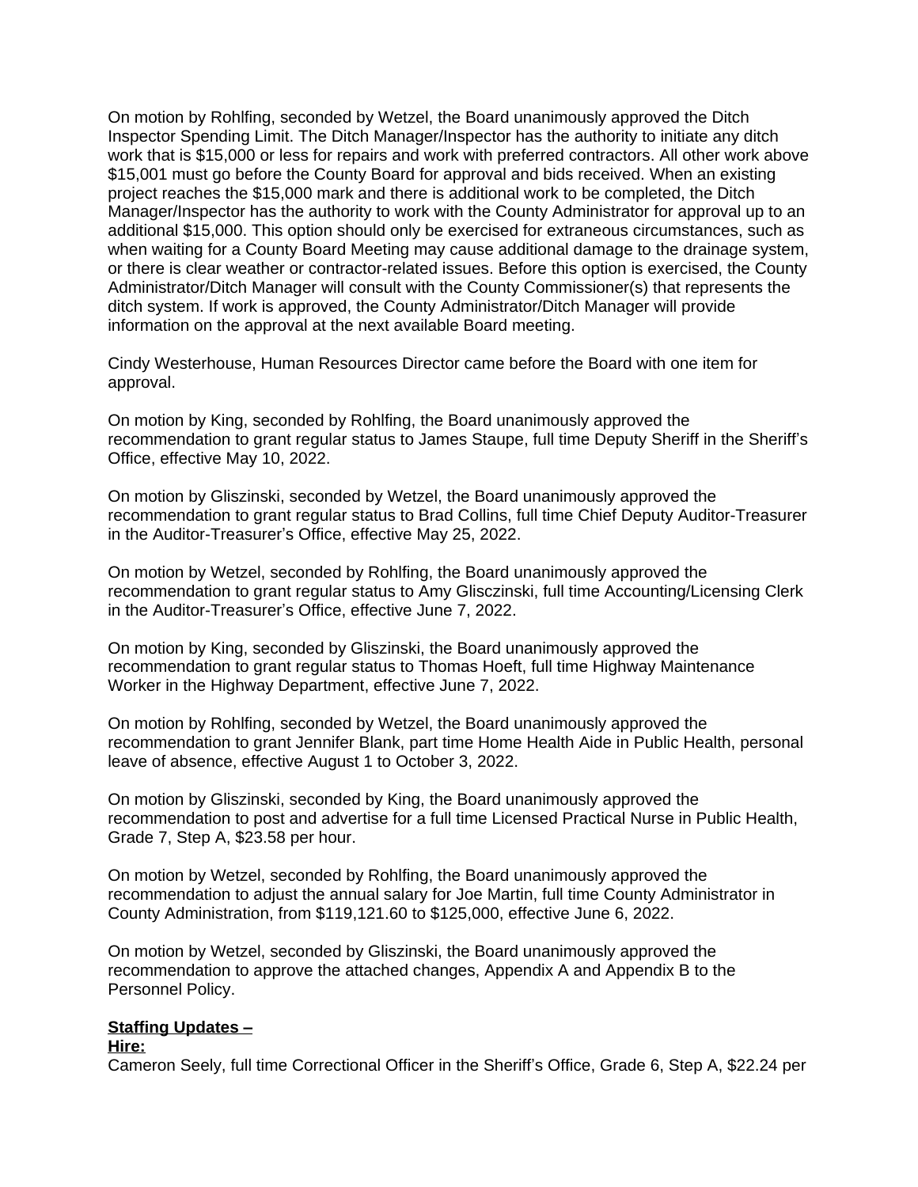On motion by Rohlfing, seconded by Wetzel, the Board unanimously approved the Ditch Inspector Spending Limit. The Ditch Manager/Inspector has the authority to initiate any ditch work that is $15,000 or less for repairs and work with preferred contractors. All other work above $15,001 must go before the County Board for approval and bids received. When an existing project reaches the $15,000 mark and there is additional work to be completed, the Ditch Manager/Inspector has the authority to work with the County Administrator for approval up to an additional $15,000. This option should only be exercised for extraneous circumstances, such as when waiting for a County Board Meeting may cause additional damage to the drainage system, or there is clear weather or contractor-related issues. Before this option is exercised, the County Administrator/Ditch Manager will consult with the County Commissioner(s) that represents the ditch system. If work is approved, the County Administrator/Ditch Manager will provide information on the approval at the next available Board meeting.

Cindy Westerhouse, Human Resources Director came before the Board with one item for approval.

On motion by King, seconded by Rohlfing, the Board unanimously approved the recommendation to grant regular status to James Staupe, full time Deputy Sheriff in the Sheriff's Office, effective May 10, 2022.

On motion by Gliszinski, seconded by Wetzel, the Board unanimously approved the recommendation to grant regular status to Brad Collins, full time Chief Deputy Auditor-Treasurer in the Auditor-Treasurer's Office, effective May 25, 2022.

On motion by Wetzel, seconded by Rohlfing, the Board unanimously approved the recommendation to grant regular status to Amy Glisczinski, full time Accounting/Licensing Clerk in the Auditor-Treasurer's Office, effective June 7, 2022.

On motion by King, seconded by Gliszinski, the Board unanimously approved the recommendation to grant regular status to Thomas Hoeft, full time Highway Maintenance Worker in the Highway Department, effective June 7, 2022.

On motion by Rohlfing, seconded by Wetzel, the Board unanimously approved the recommendation to grant Jennifer Blank, part time Home Health Aide in Public Health, personal leave of absence, effective August 1 to October 3, 2022.

On motion by Gliszinski, seconded by King, the Board unanimously approved the recommendation to post and advertise for a full time Licensed Practical Nurse in Public Health, Grade 7, Step A, $23.58 per hour.

On motion by Wetzel, seconded by Rohlfing, the Board unanimously approved the recommendation to adjust the annual salary for Joe Martin, full time County Administrator in County Administration, from $119,121.60 to $125,000, effective June 6, 2022.

On motion by Wetzel, seconded by Gliszinski, the Board unanimously approved the recommendation to approve the attached changes, Appendix A and Appendix B to the Personnel Policy.

**Staffing Updates –**

**Hire:**

Cameron Seely, full time Correctional Officer in the Sheriff's Office, Grade 6, Step A, $22.24 per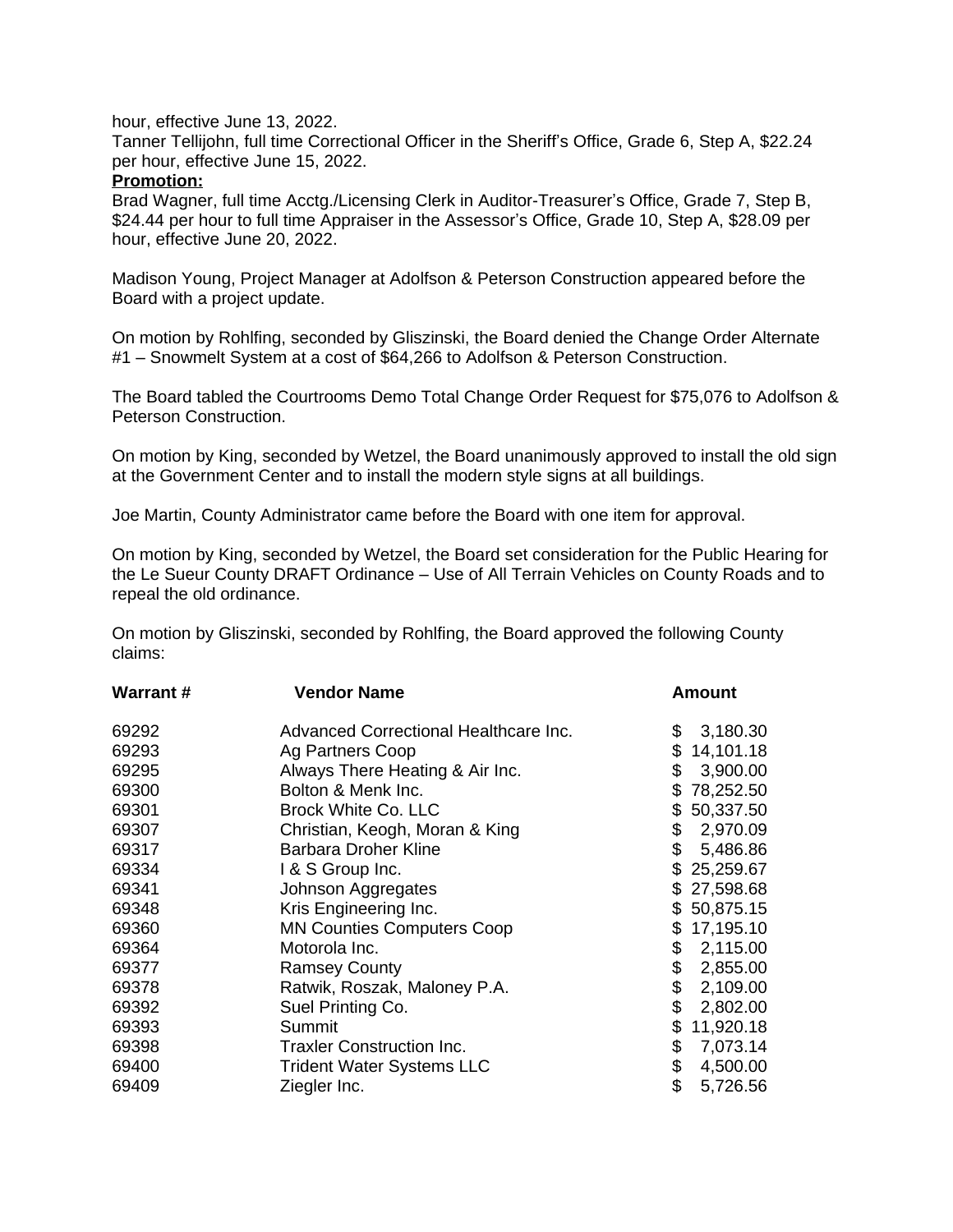hour, effective June 13, 2022.
Tanner Tellijohn, full time Correctional Officer in the Sheriff's Office, Grade 6, Step A, $22.24 per hour, effective June 15, 2022.

**Promotion:**

Brad Wagner, full time Acctg./Licensing Clerk in Auditor-Treasurer's Office, Grade 7, Step B, $24.44 per hour to full time Appraiser in the Assessor's Office, Grade 10, Step A, $28.09 per hour, effective June 20, 2022.

Madison Young, Project Manager at Adolfson & Peterson Construction appeared before the Board with a project update.

On motion by Rohlfing, seconded by Gliszinski, the Board denied the Change Order Alternate #1 – Snowmelt System at a cost of $64,266 to Adolfson & Peterson Construction.

The Board tabled the Courtrooms Demo Total Change Order Request for $75,076 to Adolfson & Peterson Construction.

On motion by King, seconded by Wetzel, the Board unanimously approved to install the old sign at the Government Center and to install the modern style signs at all buildings.

Joe Martin, County Administrator came before the Board with one item for approval.

On motion by King, seconded by Wetzel, the Board set consideration for the Public Hearing for the Le Sueur County DRAFT Ordinance – Use of All Terrain Vehicles on County Roads and to repeal the old ordinance.

On motion by Gliszinski, seconded by Rohlfing, the Board approved the following County claims:

| Warrant # | Vendor Name | Amount |
|---|---|---|
| 69292 | Advanced Correctional Healthcare Inc. | $ 3,180.30 |
| 69293 | Ag Partners Coop | $ 14,101.18 |
| 69295 | Always There Heating & Air Inc. | $ 3,900.00 |
| 69300 | Bolton & Menk Inc. | $ 78,252.50 |
| 69301 | Brock White Co. LLC | $ 50,337.50 |
| 69307 | Christian, Keogh, Moran & King | $ 2,970.09 |
| 69317 | Barbara Droher Kline | $ 5,486.86 |
| 69334 | I & S Group Inc. | $ 25,259.67 |
| 69341 | Johnson Aggregates | $ 27,598.68 |
| 69348 | Kris Engineering Inc. | $ 50,875.15 |
| 69360 | MN Counties Computers Coop | $ 17,195.10 |
| 69364 | Motorola Inc. | $ 2,115.00 |
| 69377 | Ramsey County | $ 2,855.00 |
| 69378 | Ratwik, Roszak, Maloney P.A. | $ 2,109.00 |
| 69392 | Suel Printing Co. | $ 2,802.00 |
| 69393 | Summit | $ 11,920.18 |
| 69398 | Traxler Construction Inc. | $ 7,073.14 |
| 69400 | Trident Water Systems LLC | $ 4,500.00 |
| 69409 | Ziegler Inc. | $ 5,726.56 |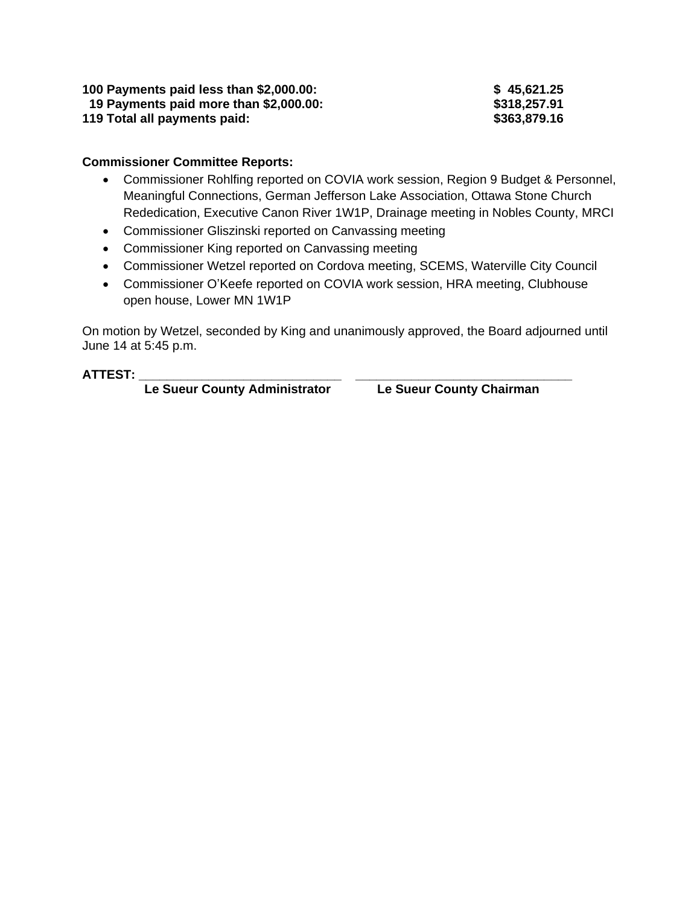**100 Payments paid less than $2,000.00: $ 45,621.25**
**19 Payments paid more than $2,000.00: $318,257.91**
**119 Total all payments paid: $363,879.16**

**Commissioner Committee Reports:**

- Commissioner Rohlfing reported on COVIA work session, Region 9 Budget & Personnel, Meaningful Connections, German Jefferson Lake Association, Ottawa Stone Church Rededication, Executive Canon River 1W1P, Drainage meeting in Nobles County, MRCI
- Commissioner Gliszinski reported on Canvassing meeting
- Commissioner King reported on Canvassing meeting
- Commissioner Wetzel reported on Cordova meeting, SCEMS, Waterville City Council
- Commissioner O'Keefe reported on COVIA work session, HRA meeting, Clubhouse open house, Lower MN 1W1P

On motion by Wetzel, seconded by King and unanimously approved, the Board adjourned until June 14 at 5:45 p.m.

**ATTEST:** ______________________________ ______________________________

**Le Sueur County Administrator** **Le Sueur County Chairman**